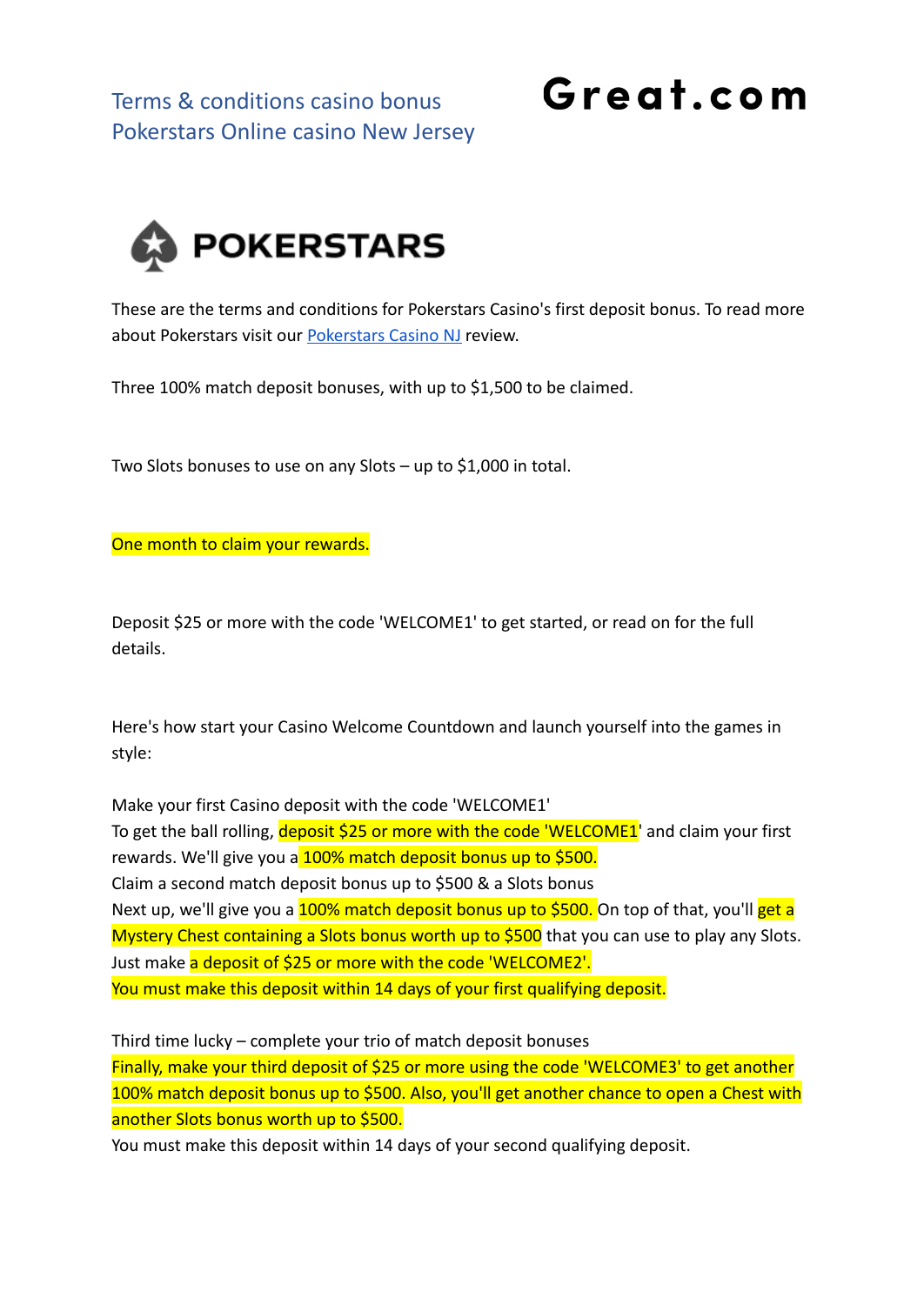Terms & conditions casino bonus
Pokerstars Online casino New Jersey

**Great.com**

**POKERSTARS**

These are the terms and conditions for Pokerstars Casino's first deposit bonus. To read more about Pokerstars visit our [Pokerstars Casino NJ](#) review.

Three 100% match deposit bonuses, with up to $1,500 to be claimed.

Two Slots bonuses to use on any Slots – up to $1,000 in total.

One month to claim your rewards.

Deposit $25 or more with the code 'WELCOME1' to get started, or read on for the full details.

Here's how start your Casino Welcome Countdown and launch yourself into the games in style:

Make your first Casino deposit with the code 'WELCOME1'
To get the ball rolling, deposit $25 or more with the code 'WELCOME1' and claim your first rewards. We'll give you a 100% match deposit bonus up to $500.
Claim a second match deposit bonus up to $500 & a Slots bonus
Next up, we'll give you a 100% match deposit bonus up to $500. On top of that, you'll get a Mystery Chest containing a Slots bonus worth up to $500 that you can use to play any Slots. Just make a deposit of $25 or more with the code 'WELCOME2'.
You must make this deposit within 14 days of your first qualifying deposit.

Third time lucky – complete your trio of match deposit bonuses
Finally, make your third deposit of $25 or more using the code 'WELCOME3' to get another 100% match deposit bonus up to $500. Also, you'll get another chance to open a Chest with another Slots bonus worth up to $500.
You must make this deposit within 14 days of your second qualifying deposit.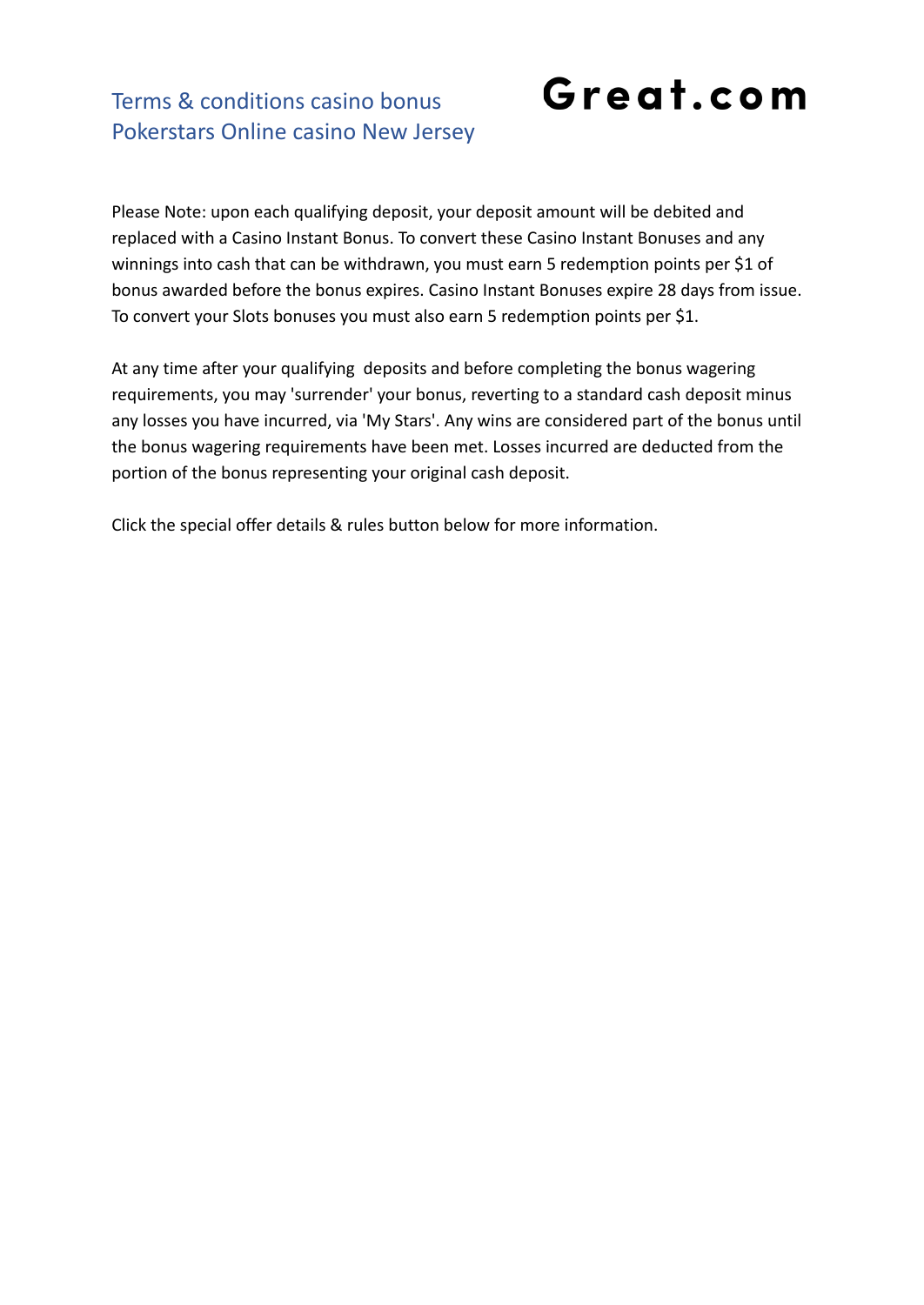Terms & conditions casino bonus Pokerstars Online casino New Jersey

**Great.com**

Please Note: upon each qualifying deposit, your deposit amount will be debited and replaced with a Casino Instant Bonus. To convert these Casino Instant Bonuses and any winnings into cash that can be withdrawn, you must earn 5 redemption points per $1 of bonus awarded before the bonus expires. Casino Instant Bonuses expire 28 days from issue. To convert your Slots bonuses you must also earn 5 redemption points per $1.

At any time after your qualifying deposits and before completing the bonus wagering requirements, you may 'surrender' your bonus, reverting to a standard cash deposit minus any losses you have incurred, via 'My Stars'. Any wins are considered part of the bonus until the bonus wagering requirements have been met. Losses incurred are deducted from the portion of the bonus representing your original cash deposit.

Click the special offer details & rules button below for more information.